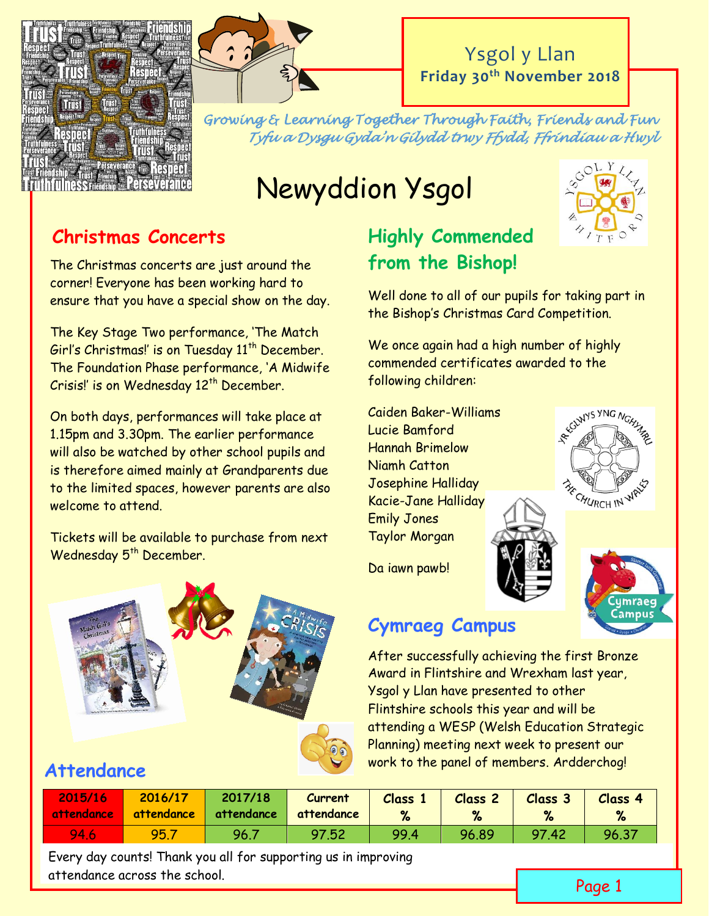Ysgol y Llan

**Friday 30th November 2018**

*Growing & Learning Together Through Faith, Friends and Fun*

*Tyfu a Dysgu Gyda'n Gilydd trwy Ffydd, Ffrindiau a Hwyl*

# Newyddion Ysgol

## Christmas Concerts

The Christmas concerts are just around the corner! Everyone has been working hard to ensure that you have a special show on the day.

The Key Stage Two performance, 'The Match Girl's Christmas!' is on Tuesday 11th December. The Foundation Phase performance, 'A Midwife Crisis!' is on Wednesday 12th December.

On both days, performances will take place at 1.15pm and 3.30pm. The earlier performance will also be watched by other school pupils and is therefore aimed mainly at Grandparents due to the limited spaces, however parents are also welcome to attend.

Tickets will be available to purchase from next Wednesday 5th December.

## Highly Commended from the Bishop!

Well done to all of our pupils for taking part in the Bishop's Christmas Card Competition.

We once again had a high number of highly commended certificates awarded to the following children:

Caiden Baker-Williams
Lucie Bamford
Hannah Brimelow
Niamh Catton
Josephine Halliday
Kacie-Jane Halliday
Emily Jones
Taylor Morgan

Da iawn pawb!

## Cymraeg Campus

After successfully achieving the first Bronze Award in Flintshire and Wrexham last year, Ysgol y Llan have presented to other Flintshire schools this year and will be attending a WESP (Welsh Education Strategic Planning) meeting next week to present our work to the panel of members. Ardderchog!

## Attendance

| 2015/16 attendance | 2016/17 attendance | 2017/18 attendance | Current attendance | Class 1 % | Class 2 % | Class 3 % | Class 4 % |
|---|---|---|---|---|---|---|---|
| 94.6 | 95.7 | 96.7 | 97.52 | 99.4 | 96.89 | 97.42 | 96.37 |

Every day counts! Thank you all for supporting us in improving attendance across the school.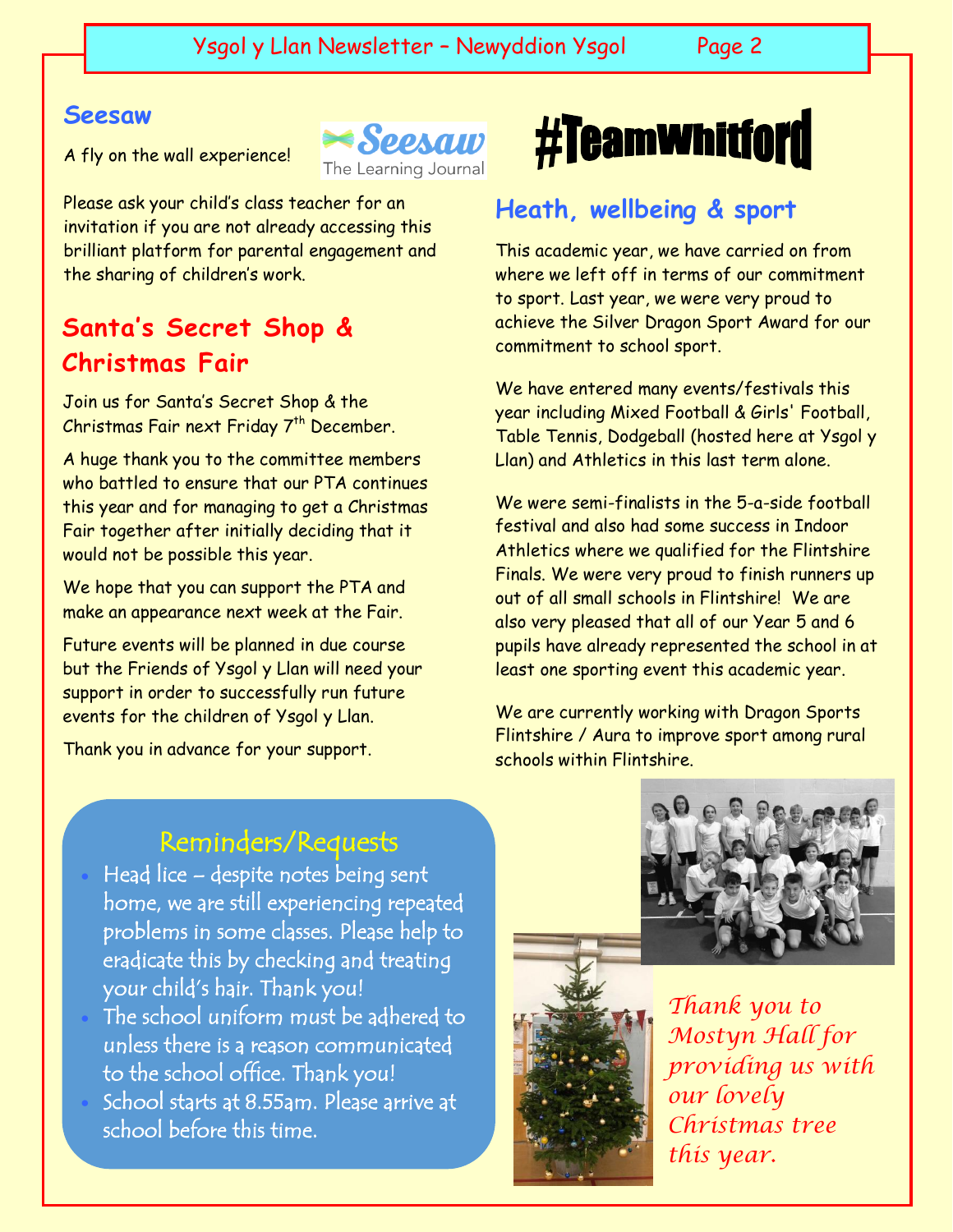## Seesaw

A fly on the wall experience!

Please ask your child's class teacher for an invitation if you are not already accessing this brilliant platform for parental engagement and the sharing of children's work.

## Santa's Secret Shop & Christmas Fair

Join us for Santa's Secret Shop & the Christmas Fair next Friday 7th December.

A huge thank you to the committee members who battled to ensure that our PTA continues this year and for managing to get a Christmas Fair together after initially deciding that it would not be possible this year.

We hope that you can support the PTA and make an appearance next week at the Fair.

Future events will be planned in due course but the Friends of Ysgol y Llan will need your support in order to successfully run future events for the children of Ysgol y Llan.

Thank you in advance for your support.

# #Teamwhitford

## Heath, wellbeing & sport

This academic year, we have carried on from where we left off in terms of our commitment to sport. Last year, we were very proud to achieve the Silver Dragon Sport Award for our commitment to school sport.

We have entered many events/festivals this year including Mixed Football & Girls' Football, Table Tennis, Dodgeball (hosted here at Ysgol y Llan) and Athletics in this last term alone.

We were semi-finalists in the 5-a-side football festival and also had some success in Indoor Athletics where we qualified for the Flintshire Finals. We were very proud to finish runners up out of all small schools in Flintshire! We are also very pleased that all of our Year 5 and 6 pupils have already represented the school in at least one sporting event this academic year.

We are currently working with Dragon Sports Flintshire / Aura to improve sport among rural schools within Flintshire.

## Reminders/Requests

- Head lice – despite notes being sent home, we are still experiencing repeated problems in some classes. Please help to eradicate this by checking and treating your child's hair. Thank you!
- The school uniform must be adhered to unless there is a reason communicated to the school office. Thank you!
- School starts at 8.55am. Please arrive at school before this time.

*Thank you to Mostyn Hall for providing us with our lovely Christmas tree this year.*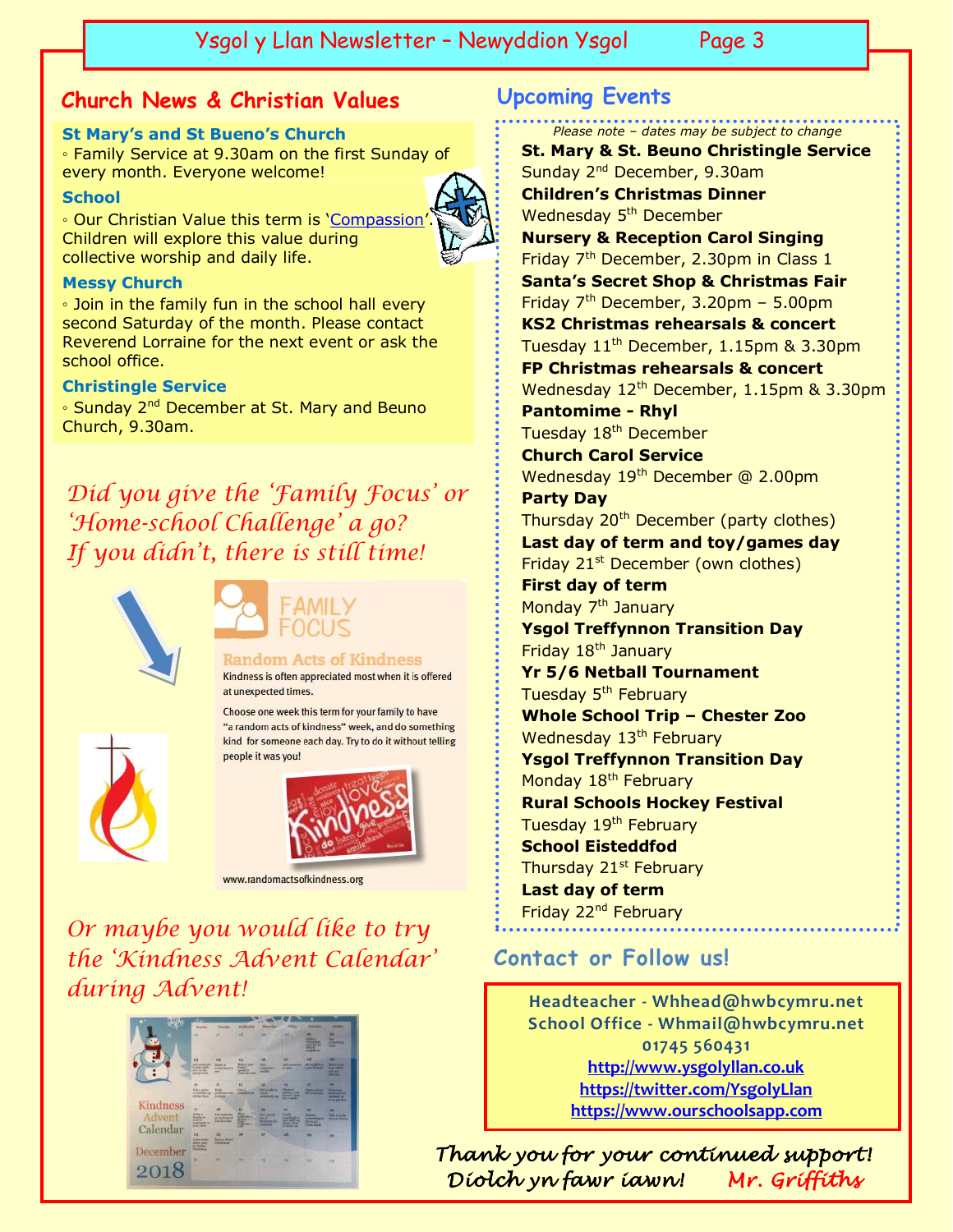## Church News & Christian Values

### St Mary's and St Bueno's Church

◦ Family Service at 9.30am on the first Sunday of every month. Everyone welcome!

### School

◦ Our Christian Value this term is 'Compassion'. Children will explore this value during collective worship and daily life.

### Messy Church

◦ Join in the family fun in the school hall every second Saturday of the month. Please contact Reverend Lorraine for the next event or ask the school office.

### Christingle Service

◦ Sunday 2nd December at St. Mary and Beuno Church, 9.30am.

*Did you give the 'Family Focus' or 'Home-school Challenge' a go? If you didn't, there is still time!*

FAMILY FOCUS

**Random Acts of Kindness**

Kindness is often appreciated most when it is offered at unexpected times.

Choose one week this term for your family to have "a random acts of kindness" week, and do something kind for someone each day. Try to do it without telling people it was you!

www.randomactsofkindness.org

*Or maybe you would like to try the 'Kindness Advent Calendar' during Advent!*

## Upcoming Events

*Please note – dates may be subject to change*

**St. Mary & St. Beuno Christingle Service**
Sunday 2nd December, 9.30am

**Children's Christmas Dinner**
Wednesday 5th December

**Nursery & Reception Carol Singing**
Friday 7th December, 2.30pm in Class 1

**Santa's Secret Shop & Christmas Fair**
Friday 7th December, 3.20pm – 5.00pm

**KS2 Christmas rehearsals & concert**
Tuesday 11th December, 1.15pm & 3.30pm

**FP Christmas rehearsals & concert**
Wednesday 12th December, 1.15pm & 3.30pm

**Pantomime - Rhyl**
Tuesday 18th December

**Church Carol Service**
Wednesday 19th December @ 2.00pm

**Party Day**
Thursday 20th December (party clothes)

**Last day of term and toy/games day**
Friday 21st December (own clothes)

**First day of term**
Monday 7th January

**Ysgol Treffynnon Transition Day**
Friday 18th January

**Yr 5/6 Netball Tournament**
Tuesday 5th February

**Whole School Trip – Chester Zoo**
Wednesday 13th February

**Ysgol Treffynnon Transition Day**
Monday 18th February

**Rural Schools Hockey Festival**
Tuesday 19th February

**School Eisteddfod**
Thursday 21st February

**Last day of term**
Friday 22nd February

## Contact or Follow us!

**Headteacher - Whhead@hwbcymru.net**
**School Office - Whmail@hwbcymru.net**
**01745 560431**
http://www.ysgolyllan.co.uk
https://twitter.com/YsgolyLlan
https://www.ourschoolsapp.com

*Thank you for your continued support!*
*Diolch yn fawr iawn!* Mr. Griffiths